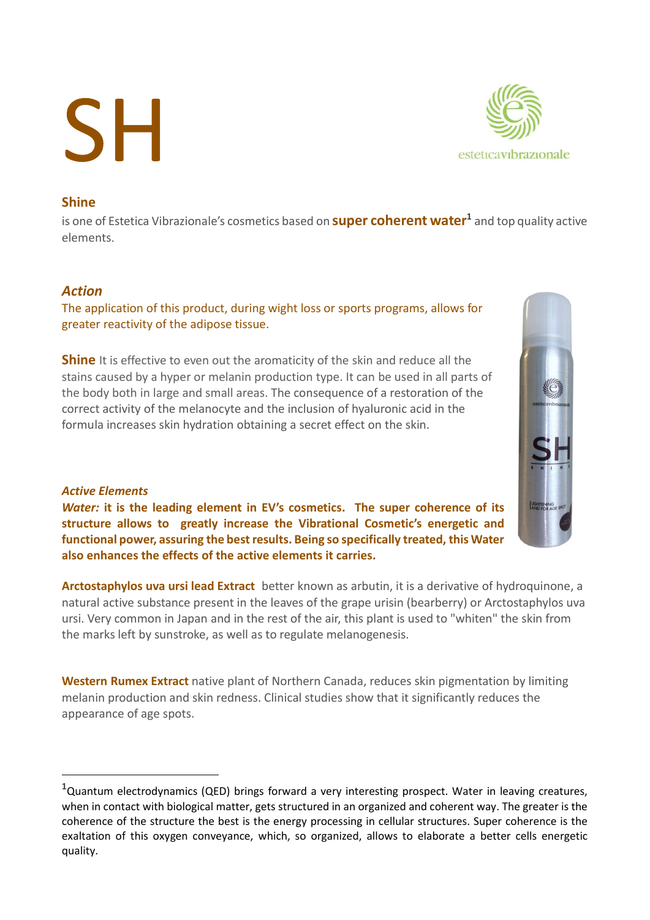# SH

## Shine

is one of Estetica Vibrazionale's cosmetics based on **super coherent water**[1] and top quality active elements.

### *Action*

The application of this product, during wight loss or sports programs, allows for greater reactivity of the adipose tissue.

**Shine** It is effective to even out the aromaticity of the skin and reduce all the stains caused by a hyper or melanin production type. It can be used in all parts of the body both in large and small areas. The consequence of a restoration of the correct activity of the melanocyte and the inclusion of hyaluronic acid in the formula increases skin hydration obtaining a secret effect on the skin.

### *Active Elements*

***Water:*** **it is the leading element in EV's cosmetics. The super coherence of its structure allows to greatly increase the Vibrational Cosmetic's energetic and functional power, assuring the best results. Being so specifically treated, this Water also enhances the effects of the active elements it carries.**

**Arctostaphylos uva ursi lead Extract** better known as arbutin, it is a derivative of hydroquinone, a natural active substance present in the leaves of the grape urisin (bearberry) or Arctostaphylos uva ursi. Very common in Japan and in the rest of the air, this plant is used to "whiten" the skin from the marks left by sunstroke, as well as to regulate melanogenesis.

**Western Rumex Extract** native plant of Northern Canada, reduces skin pigmentation by limiting melanin production and skin redness. Clinical studies show that it significantly reduces the appearance of age spots.

---

[1] Quantum electrodynamics (QED) brings forward a very interesting prospect. Water in leaving creatures, when in contact with biological matter, gets structured in an organized and coherent way. The greater is the coherence of the structure the best is the energy processing in cellular structures. Super coherence is the exaltation of this oxygen conveyance, which, so organized, allows to elaborate a better cells energetic quality.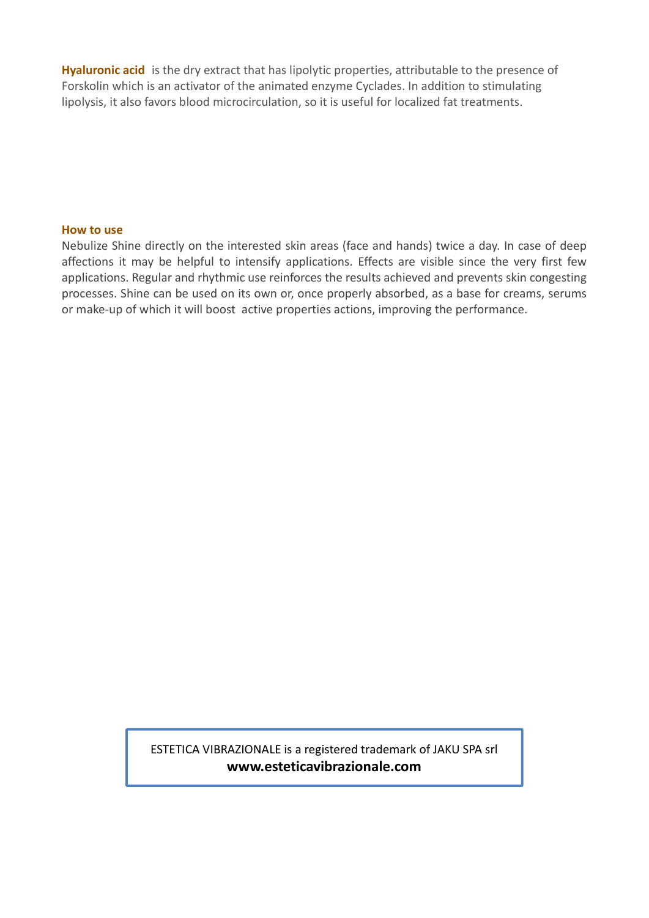**Hyaluronic acid** is the dry extract that has lipolytic properties, attributable to the presence of Forskolin which is an activator of the animated enzyme Cyclades. In addition to stimulating lipolysis, it also favors blood microcirculation, so it is useful for localized fat treatments.

**How to use**

Nebulize Shine directly on the interested skin areas (face and hands) twice a day. In case of deep affections it may be helpful to intensify applications. Effects are visible since the very first few applications. Regular and rhythmic use reinforces the results achieved and prevents skin congesting processes. Shine can be used on its own or, once properly absorbed, as a base for creams, serums or make-up of which it will boost active properties actions, improving the performance.

ESTETICA VIBRAZIONALE is a registered trademark of JAKU SPA srl
**www.esteticavibrazionale.com**